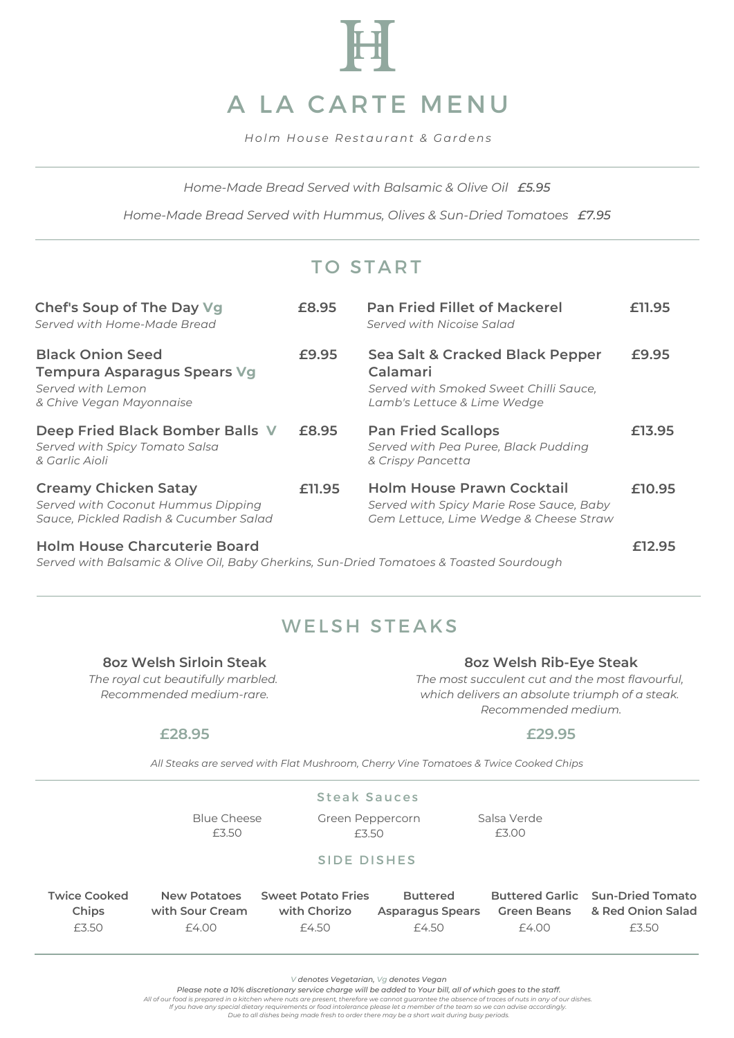# A LA CARTE MENU

*Holm House Restaurant & Gardens*

*Home-Made Bread Served with Balsamic & Olive Oil* ***£5.95***

*Home-Made Bread Served with Hummus, Olives & Sun-Dried Tomatoes* ***£7.95***

## TO START

**Chef's Soup of The Day Vg** — **£8.95**
*Served with Home-Made Bread*

**Black Onion Seed Tempura Asparagus Spears Vg** — **£9.95**
*Served with Lemon & Chive Vegan Mayonnaise*

**Deep Fried Black Bomber Balls V** — **£8.95**
*Served with Spicy Tomato Salsa & Garlic Aioli*

**Creamy Chicken Satay** — **£11.95**
*Served with Coconut Hummus Dipping Sauce, Pickled Radish & Cucumber Salad*

**Pan Fried Fillet of Mackerel** — **£11.95**
*Served with Nicoise Salad*

**Sea Salt & Cracked Black Pepper Calamari** — **£9.95**
*Served with Smoked Sweet Chilli Sauce, Lamb's Lettuce & Lime Wedge*

**Pan Fried Scallops** — **£13.95**
*Served with Pea Puree, Black Pudding & Crispy Pancetta*

**Holm House Prawn Cocktail** — **£10.95**
*Served with Spicy Marie Rose Sauce, Baby Gem Lettuce, Lime Wedge & Cheese Straw*

**Holm House Charcuterie Board** — **£12.95**
*Served with Balsamic & Olive Oil, Baby Gherkins, Sun-Dried Tomatoes & Toasted Sourdough*

## WELSH STEAKS

**8oz Welsh Sirloin Steak**
*The royal cut beautifully marbled. Recommended medium-rare.*
**£28.95**

**8oz Welsh Rib-Eye Steak**
*The most succulent cut and the most flavourful, which delivers an absolute triumph of a steak. Recommended medium.*
**£29.95**

*All Steaks are served with Flat Mushroom, Cherry Vine Tomatoes & Twice Cooked Chips*

### Steak Sauces

| Blue Cheese | Green Peppercorn | Salsa Verde |
|---|---|---|
| £3.50 | £3.50 | £3.00 |

### SIDE DISHES

| Twice Cooked Chips | New Potatoes with Sour Cream | Sweet Potato Fries with Chorizo | Buttered Asparagus Spears | Buttered Garlic Green Beans | Sun-Dried Tomato & Red Onion Salad |
|---|---|---|---|---|---|
| £3.50 | £4.00 | £4.50 | £4.50 | £4.00 | £3.50 |

*V denotes Vegetarian, Vg denotes Vegan*

*Please note a 10% discretionary service charge will be added to Your bill, all of which goes to the staff.*

*All of our food is prepared in a kitchen where nuts are present, therefore we cannot guarantee the absence of traces of nuts in any of our dishes.*

*If you have any special dietary requirements or food intolerance please let a member of the team so we can advise accordingly.*

*Due to all dishes being made fresh to order there may be a short wait during busy periods.*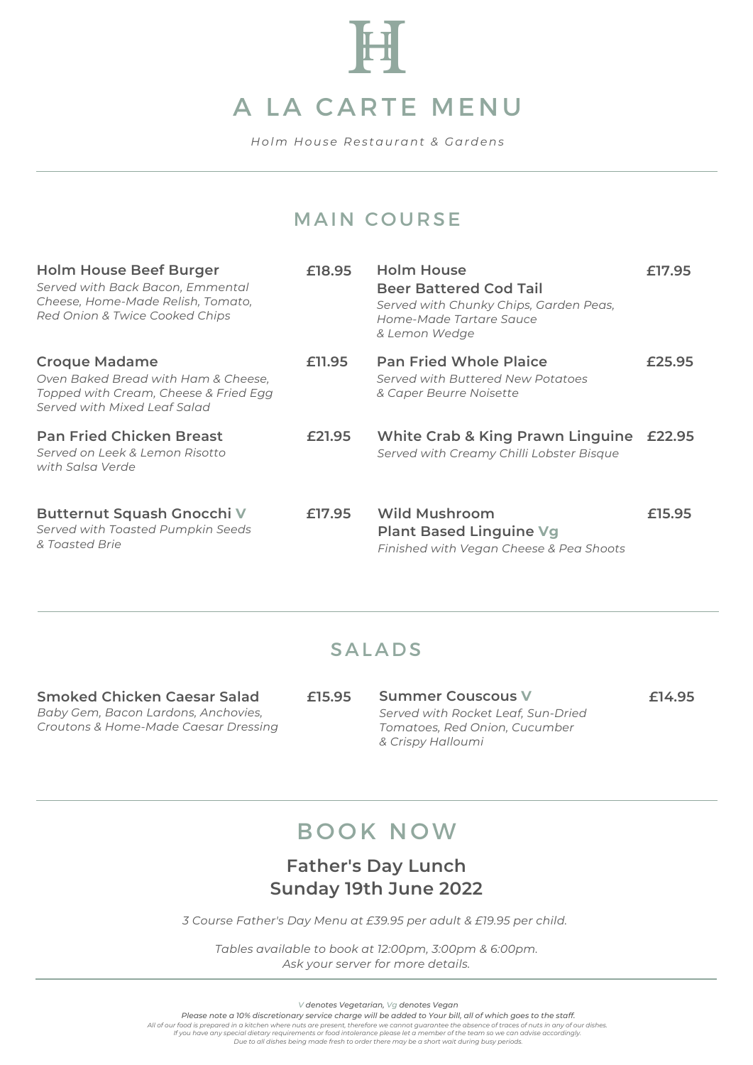# A LA CARTE MENU

*Holm House Restaurant & Gardens*

## MAIN COURSE

**Holm House Beef Burger** **£18.95**
*Served with Back Bacon, Emmental Cheese, Home-Made Relish, Tomato, Red Onion & Twice Cooked Chips*

**Croque Madame** **£11.95**
*Oven Baked Bread with Ham & Cheese, Topped with Cream, Cheese & Fried Egg Served with Mixed Leaf Salad*

**Pan Fried Chicken Breast** **£21.95**
*Served on Leek & Lemon Risotto with Salsa Verde*

**Butternut Squash Gnocchi V** **£17.95**
*Served with Toasted Pumpkin Seeds & Toasted Brie*

**Holm House Beer Battered Cod Tail** **£17.95**
*Served with Chunky Chips, Garden Peas, Home-Made Tartare Sauce & Lemon Wedge*

**Pan Fried Whole Plaice** **£25.95**
*Served with Buttered New Potatoes & Caper Beurre Noisette*

**White Crab & King Prawn Linguine** **£22.95**
*Served with Creamy Chilli Lobster Bisque*

**Wild Mushroom Plant Based Linguine Vg** **£15.95**
*Finished with Vegan Cheese & Pea Shoots*

## SALADS

**Smoked Chicken Caesar Salad** **£15.95**
*Baby Gem, Bacon Lardons, Anchovies, Croutons & Home-Made Caesar Dressing*

**Summer Couscous V** **£14.95**
*Served with Rocket Leaf, Sun-Dried Tomatoes, Red Onion, Cucumber & Crispy Halloumi*

## BOOK NOW

### Father's Day Lunch
### Sunday 19th June 2022

*3 Course Father's Day Menu at £39.95 per adult & £19.95 per child.*

*Tables available to book at 12:00pm, 3:00pm & 6:00pm.*
*Ask your server for more details.*

*V denotes Vegetarian, Vg denotes Vegan*
*Please note a 10% discretionary service charge will be added to Your bill, all of which goes to the staff.*
*All of our food is prepared in a kitchen where nuts are present, therefore we cannot guarantee the absence of traces of nuts in any of our dishes.*
*If you have any special dietary requirements or food intolerance please let a member of the team so we can advise accordingly.*
*Due to all dishes being made fresh to order there may be a short wait during busy periods.*